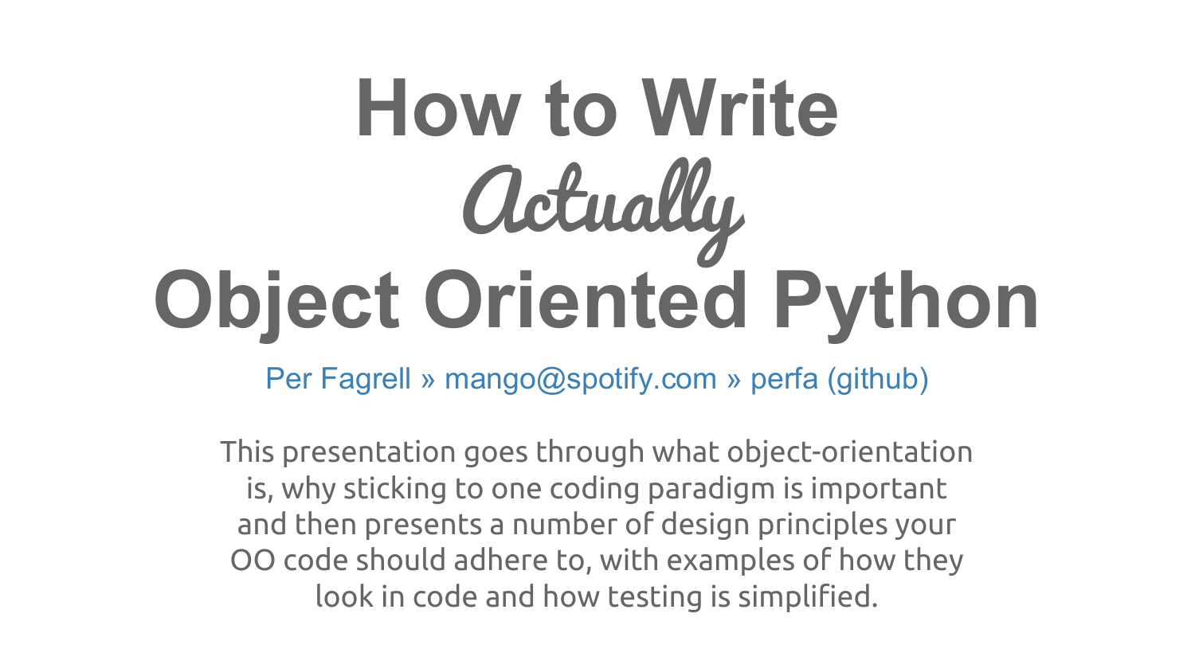# How to Write *Actually* Object Oriented Python

Per Fagrell » mango@spotify.com » perfa (github)

This presentation goes through what object-orientation is, why sticking to one coding paradigm is important and then presents a number of design principles your OO code should adhere to, with examples of how they look in code and how testing is simplified.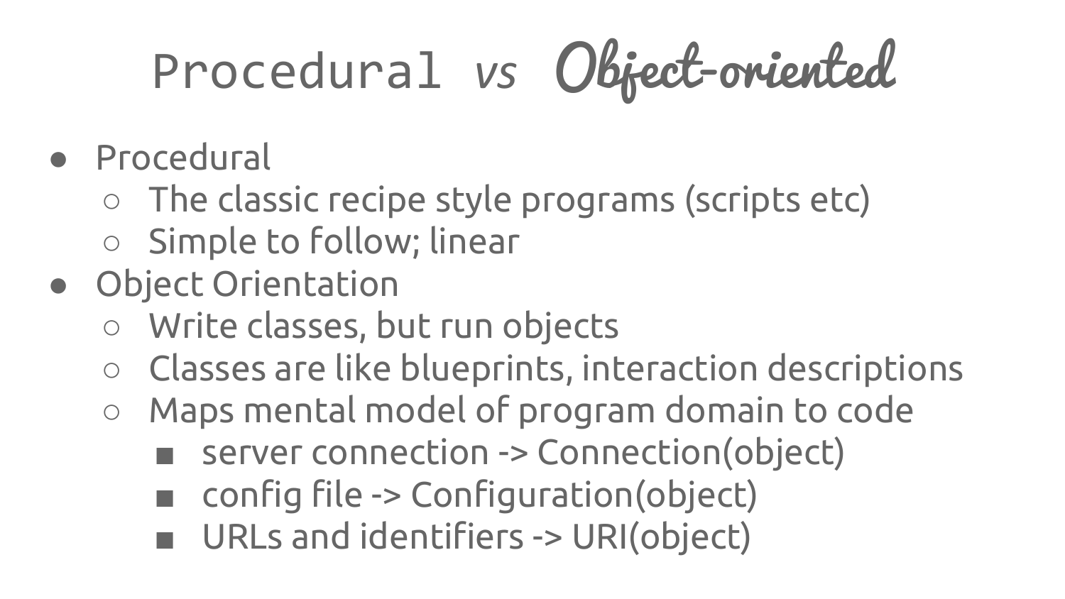# Procedural *vs* Object-oriented

- Procedural
  - The classic recipe style programs (scripts etc)
  - Simple to follow; linear
- Object Orientation
  - Write classes, but run objects
  - Classes are like blueprints, interaction descriptions
  - Maps mental model of program domain to code
    - server connection -> Connection(object)
    - config file -> Configuration(object)
    - URLs and identifiers -> URI(object)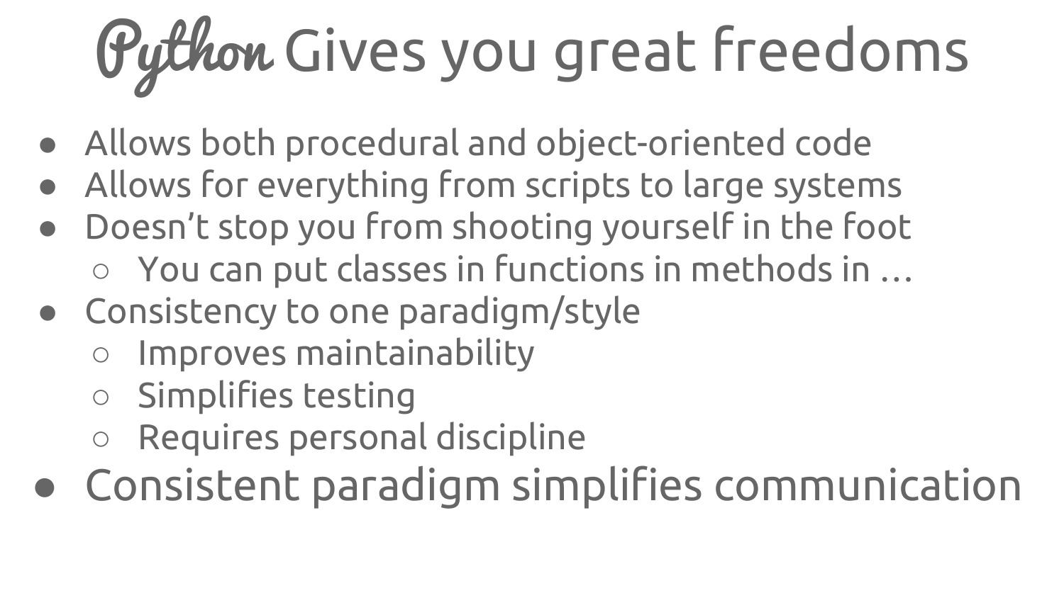# Python Gives you great freedoms

- Allows both procedural and object-oriented code
- Allows for everything from scripts to large systems
- Doesn't stop you from shooting yourself in the foot
  - You can put classes in functions in methods in …
- Consistency to one paradigm/style
  - Improves maintainability
  - Simplifies testing
  - Requires personal discipline
- Consistent paradigm simplifies communication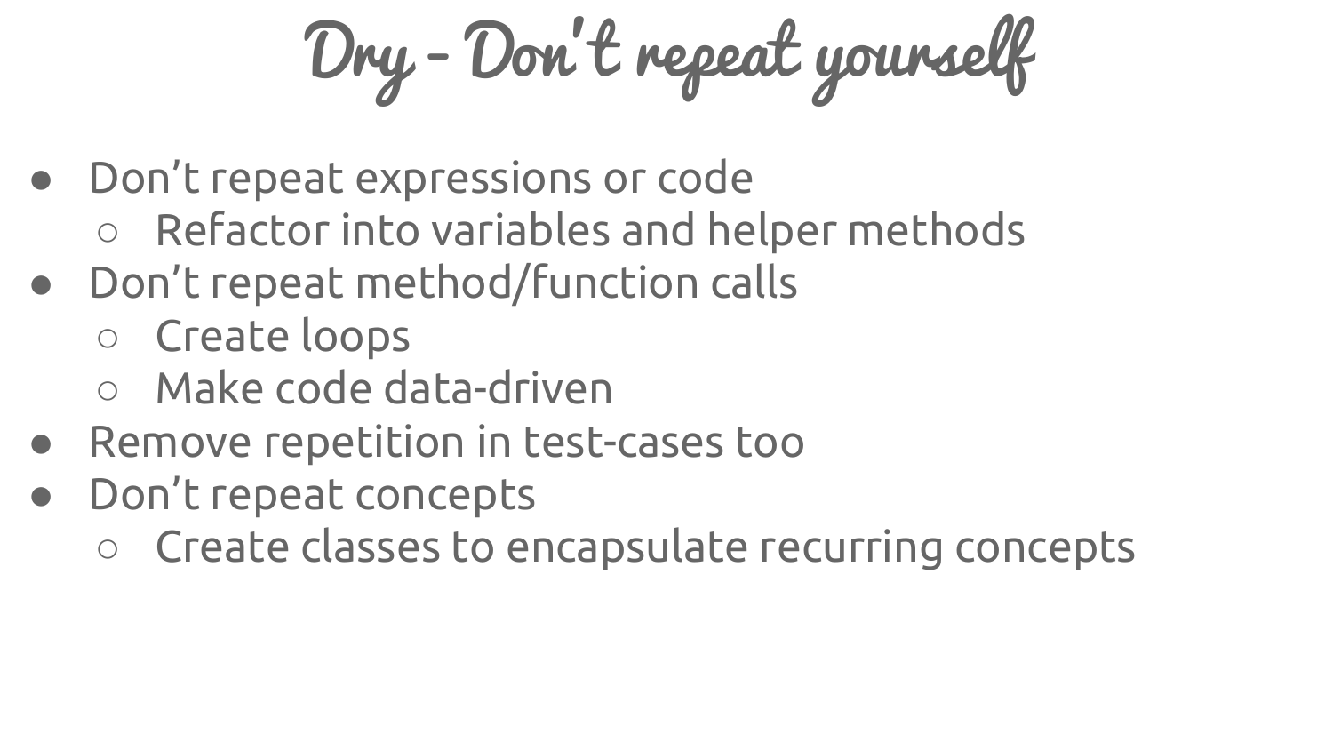# Dry - Don't repeat yourself

- Don't repeat expressions or code
  - Refactor into variables and helper methods
- Don't repeat method/function calls
  - Create loops
  - Make code data-driven
- Remove repetition in test-cases too
- Don't repeat concepts
  - Create classes to encapsulate recurring concepts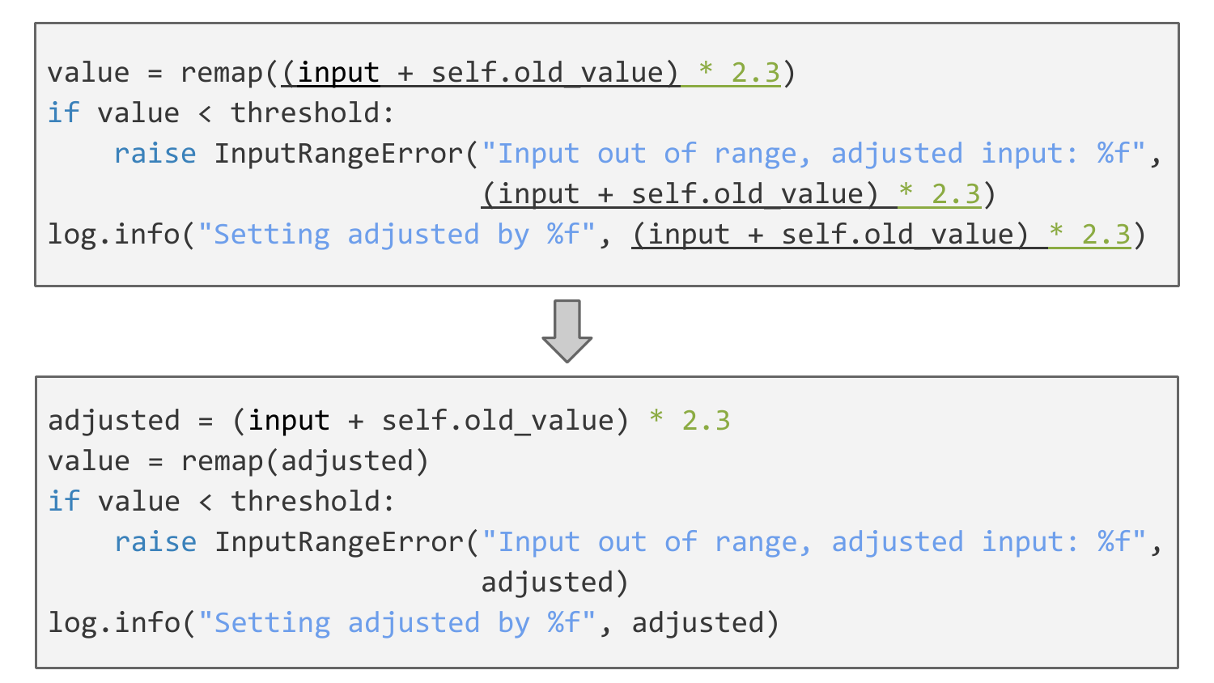```
value = remap((input + self.old_value) * 2.3)
if value < threshold:
    raise InputRangeError("Input out of range, adjusted input: %f",
                          (input + self.old_value) * 2.3)
log.info("Setting adjusted by %f", (input + self.old_value) * 2.3)
```

```
adjusted = (input + self.old_value) * 2.3
value = remap(adjusted)
if value < threshold:
    raise InputRangeError("Input out of range, adjusted input: %f",
                          adjusted)
log.info("Setting adjusted by %f", adjusted)
```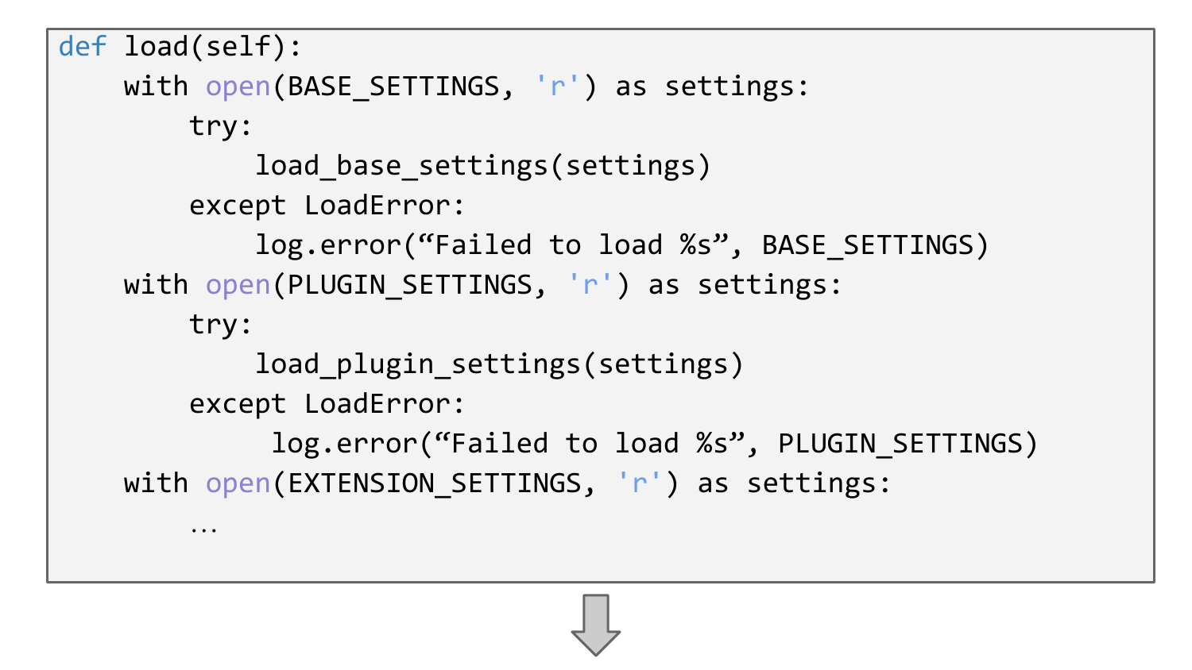```python
def load(self):
    with open(BASE_SETTINGS, 'r') as settings:
        try:
            load_base_settings(settings)
        except LoadError:
            log.error(“Failed to load %s”, BASE_SETTINGS)
    with open(PLUGIN_SETTINGS, 'r') as settings:
        try:
            load_plugin_settings(settings)
        except LoadError:
             log.error(“Failed to load %s”, PLUGIN_SETTINGS)
    with open(EXTENSION_SETTINGS, 'r') as settings:
        …
```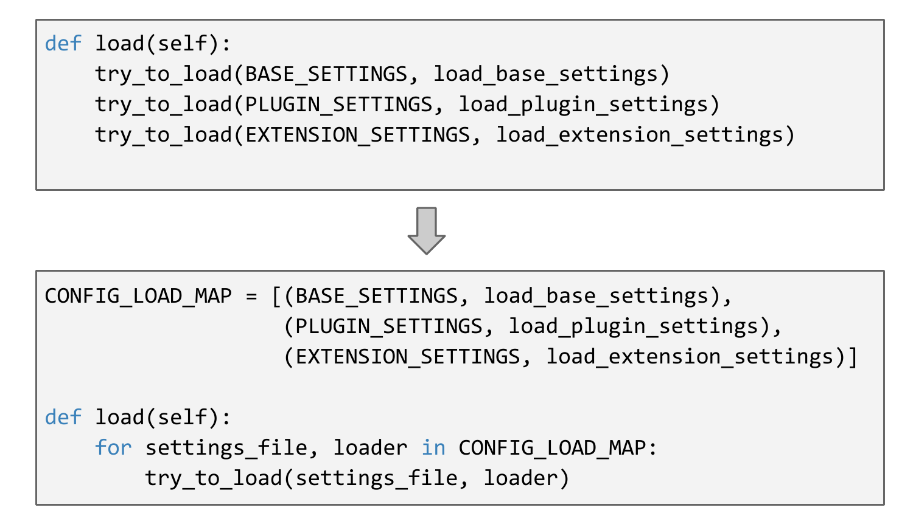```python
def load(self):
    try_to_load(BASE_SETTINGS, load_base_settings)
    try_to_load(PLUGIN_SETTINGS, load_plugin_settings)
    try_to_load(EXTENSION_SETTINGS, load_extension_settings)
```

⇩

```python
CONFIG_LOAD_MAP = [(BASE_SETTINGS, load_base_settings),
                   (PLUGIN_SETTINGS, load_plugin_settings),
                   (EXTENSION_SETTINGS, load_extension_settings)]

def load(self):
    for settings_file, loader in CONFIG_LOAD_MAP:
        try_to_load(settings_file, loader)
```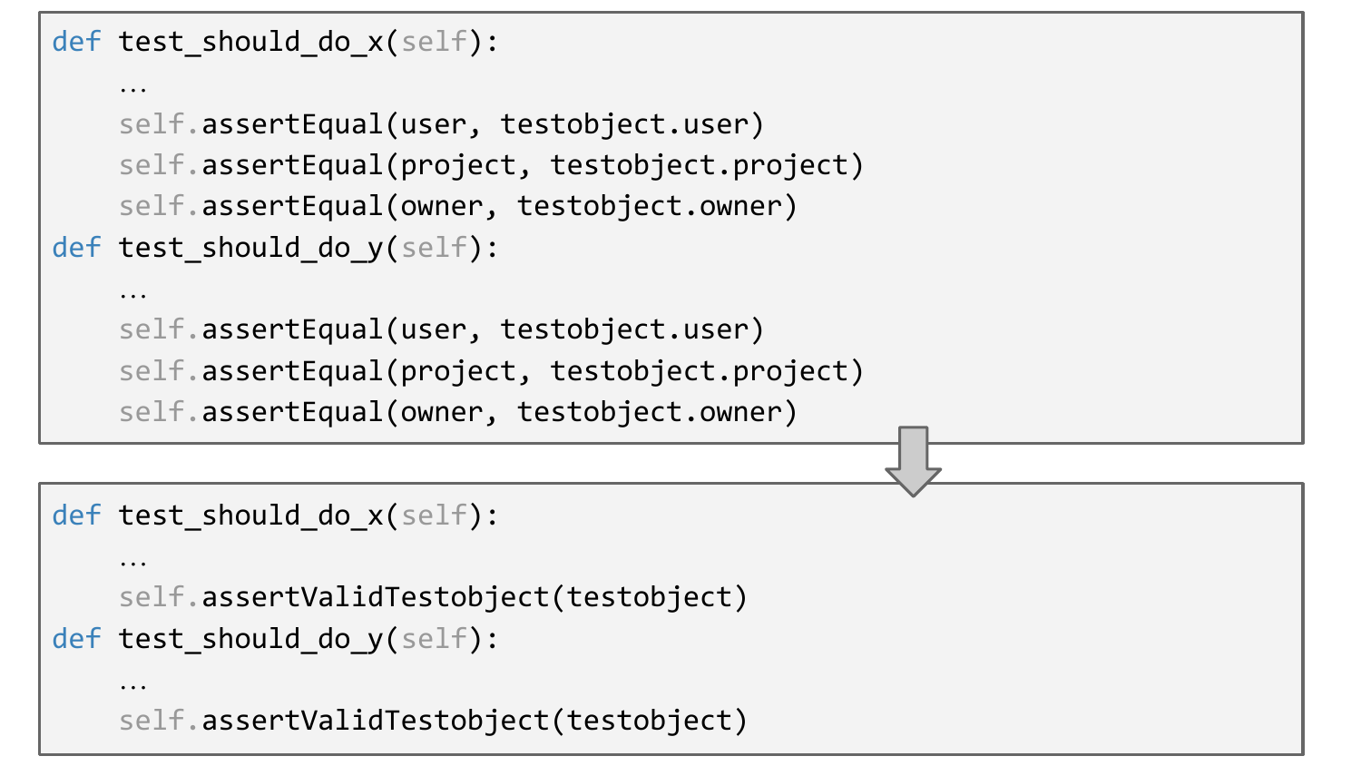```python
def test_should_do_x(self):
    …
    self.assertEqual(user, testobject.user)
    self.assertEqual(project, testobject.project)
    self.assertEqual(owner, testobject.owner)
def test_should_do_y(self):
    …
    self.assertEqual(user, testobject.user)
    self.assertEqual(project, testobject.project)
    self.assertEqual(owner, testobject.owner)
```

```python
def test_should_do_x(self):
    …
    self.assertValidTestobject(testobject)
def test_should_do_y(self):
    …
    self.assertValidTestobject(testobject)
```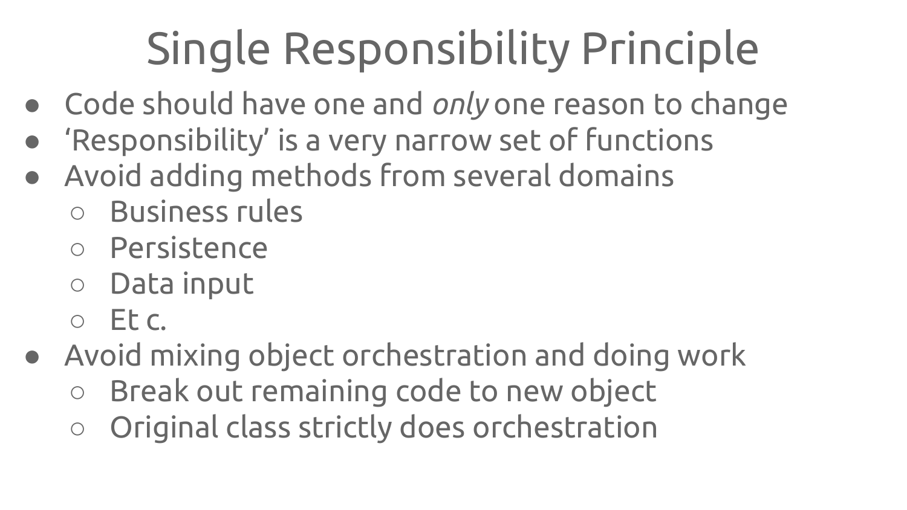# Single Responsibility Principle

- Code should have one and *only* one reason to change
- ‘Responsibility’ is a very narrow set of functions
- Avoid adding methods from several domains
  - Business rules
  - Persistence
  - Data input
  - Et c.
- Avoid mixing object orchestration and doing work
  - Break out remaining code to new object
  - Original class strictly does orchestration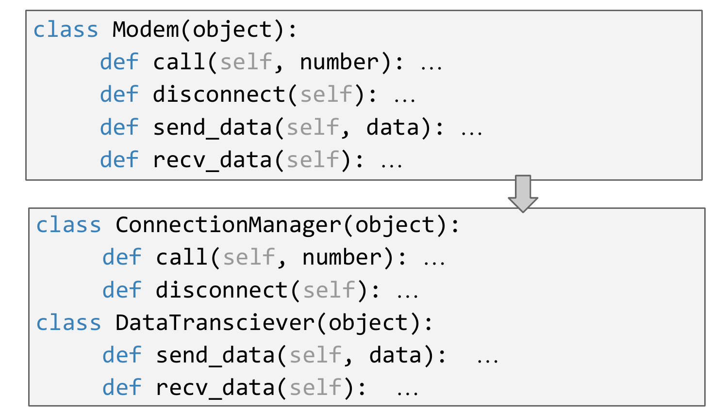```python
class Modem(object):
     def call(self, number): …
     def disconnect(self): …
     def send_data(self, data): …
     def recv_data(self): …
```

```python
class ConnectionManager(object):
     def call(self, number): …
     def disconnect(self): …
class DataTransciever(object):
     def send_data(self, data):  …
     def recv_data(self):  …
```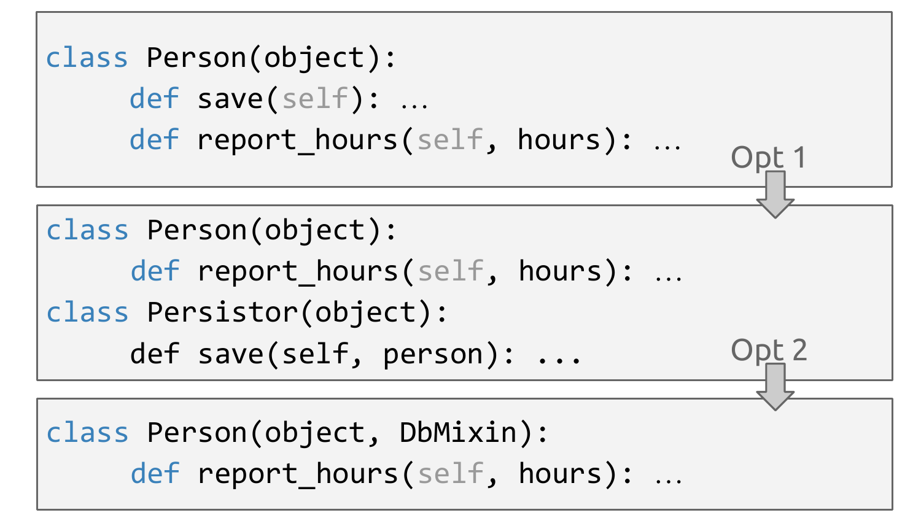```python
class Person(object):
    def save(self): …
    def report_hours(self, hours): …
```

Opt 1

```python
class Person(object):
    def report_hours(self, hours): …
class Persistor(object):
    def save(self, person): ...
```

Opt 2

```python
class Person(object, DbMixin):
    def report_hours(self, hours): …
```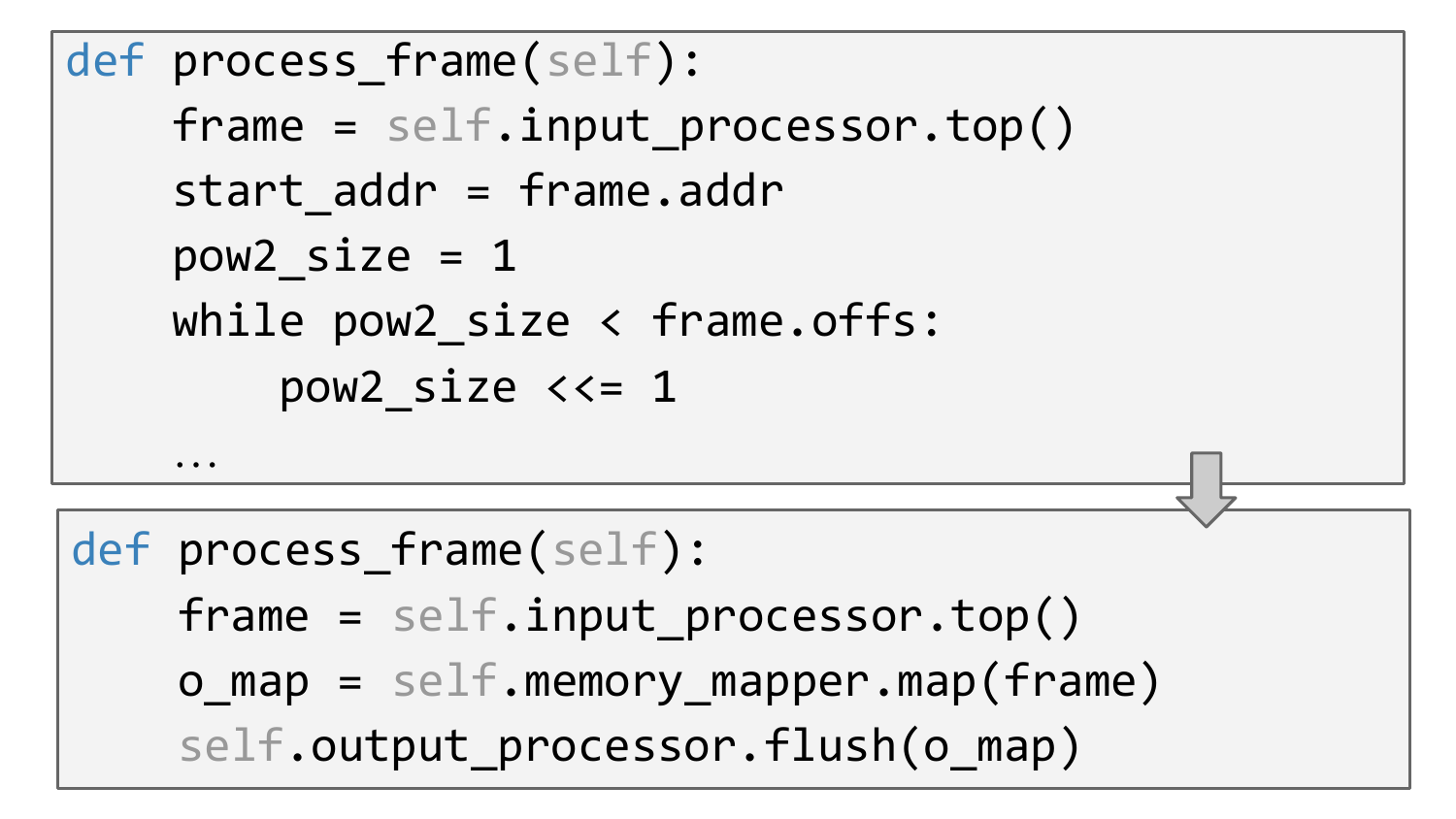```python
def process_frame(self):
    frame = self.input_processor.top()
    start_addr = frame.addr
    pow2_size = 1
    while pow2_size < frame.offs:
        pow2_size <<= 1
    …
```

```python
def process_frame(self):
    frame = self.input_processor.top()
    o_map = self.memory_mapper.map(frame)
    self.output_processor.flush(o_map)
```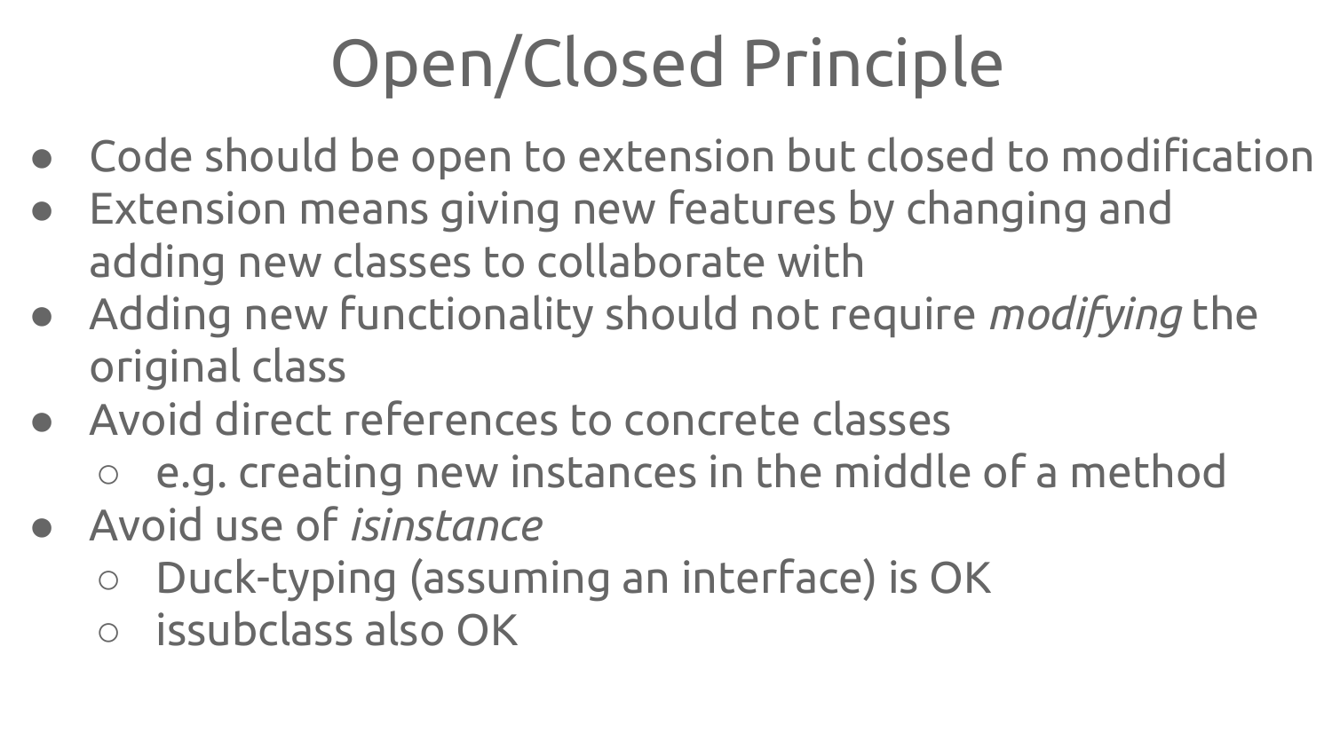# Open/Closed Principle

- Code should be open to extension but closed to modification
- Extension means giving new features by changing and adding new classes to collaborate with
- Adding new functionality should not require *modifying* the original class
- Avoid direct references to concrete classes
  - e.g. creating new instances in the middle of a method
- Avoid use of *isinstance*
  - Duck-typing (assuming an interface) is OK
  - issubclass also OK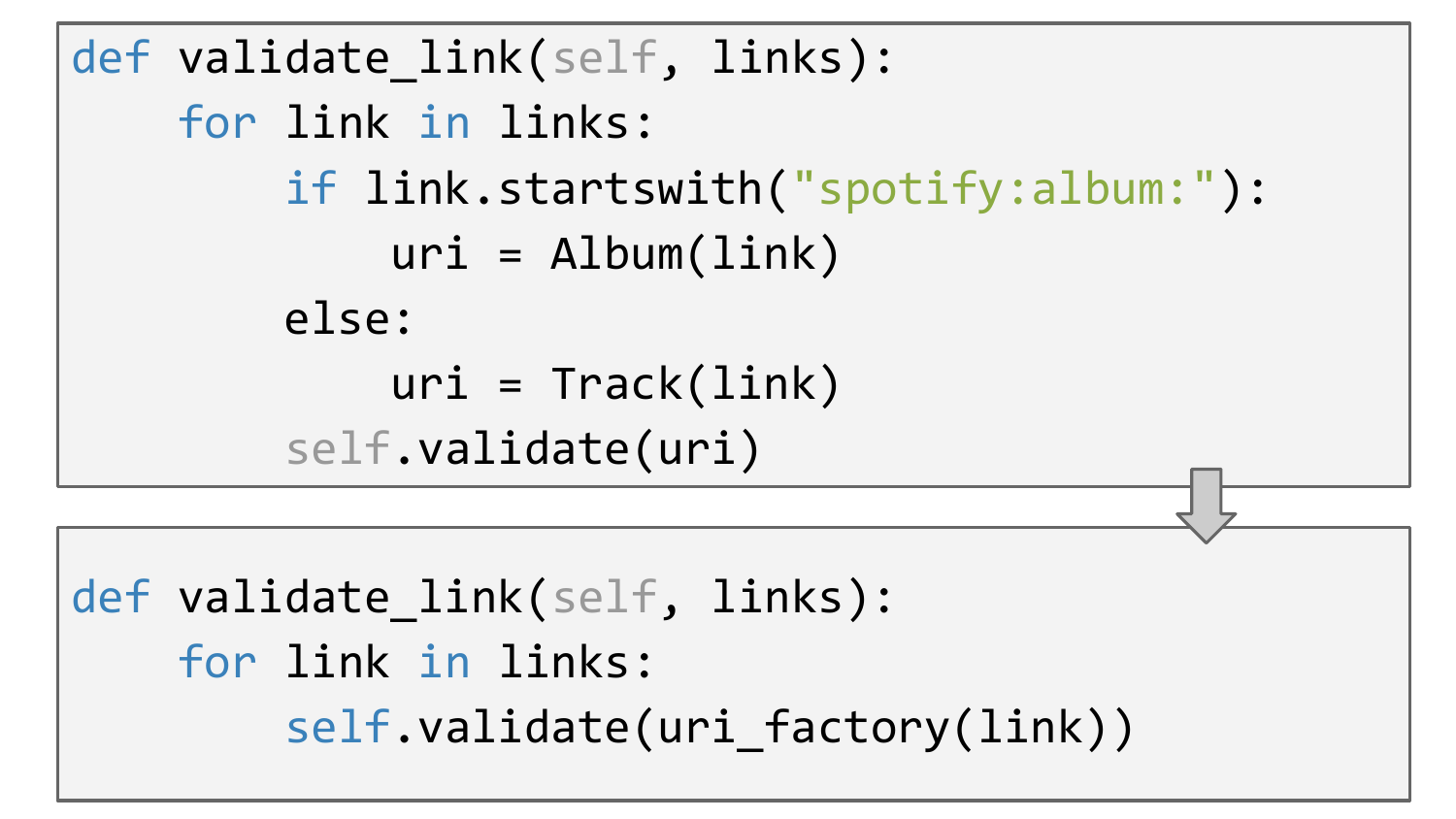```python
def validate_link(self, links):
    for link in links:
        if link.startswith("spotify:album:"):
            uri = Album(link)
        else:
            uri = Track(link)
        self.validate(uri)
```

```python
def validate_link(self, links):
    for link in links:
        self.validate(uri_factory(link))
```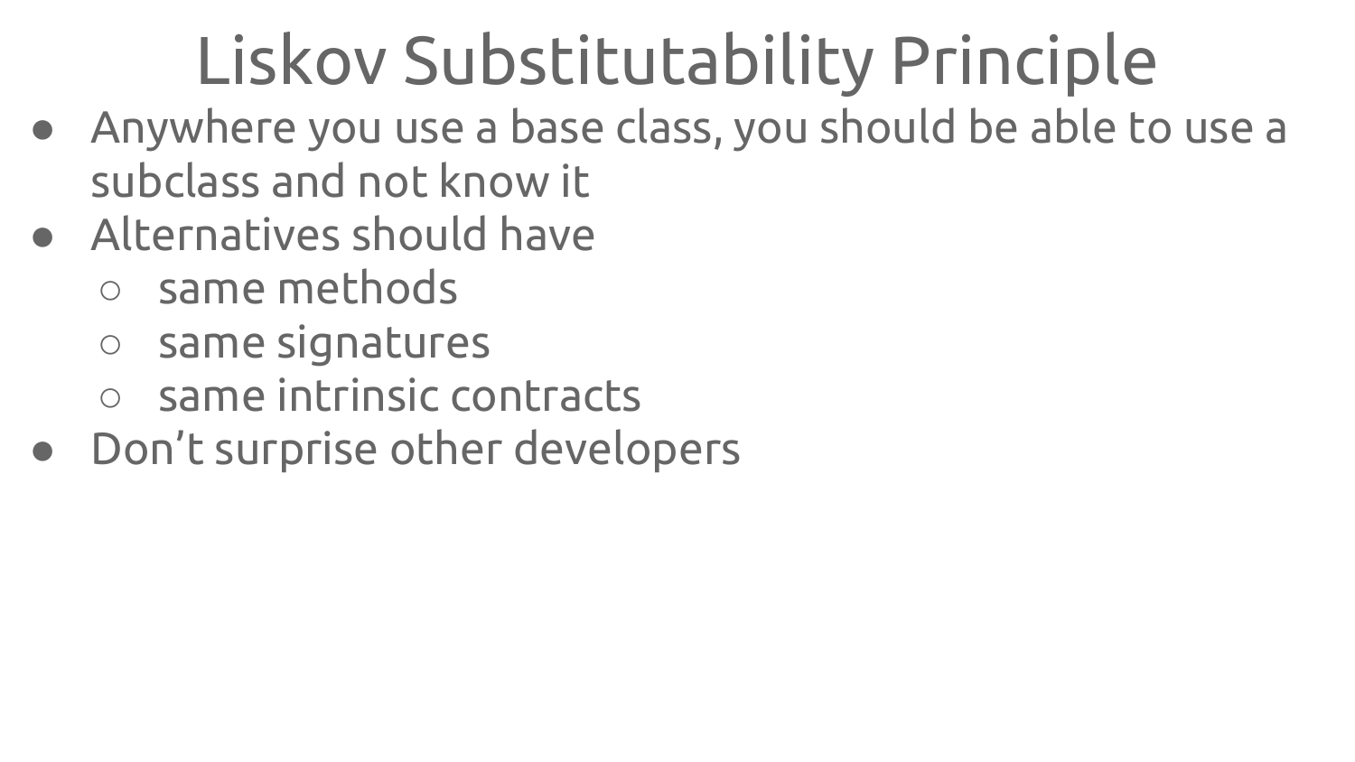# Liskov Substitutability Principle

- Anywhere you use a base class, you should be able to use a subclass and not know it
- Alternatives should have
  - same methods
  - same signatures
  - same intrinsic contracts
- Don’t surprise other developers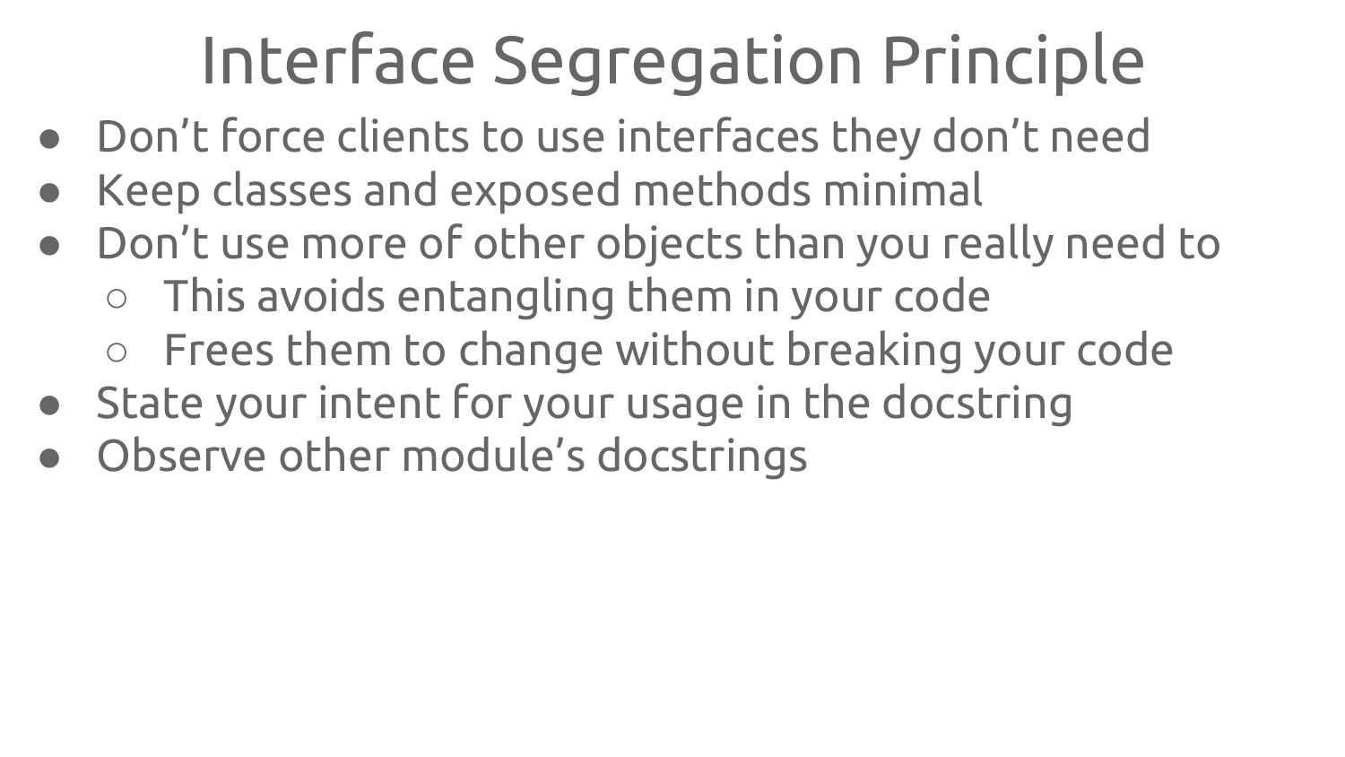# Interface Segregation Principle

- Don’t force clients to use interfaces they don’t need
- Keep classes and exposed methods minimal
- Don’t use more of other objects than you really need to
  - This avoids entangling them in your code
  - Frees them to change without breaking your code
- State your intent for your usage in the docstring
- Observe other module’s docstrings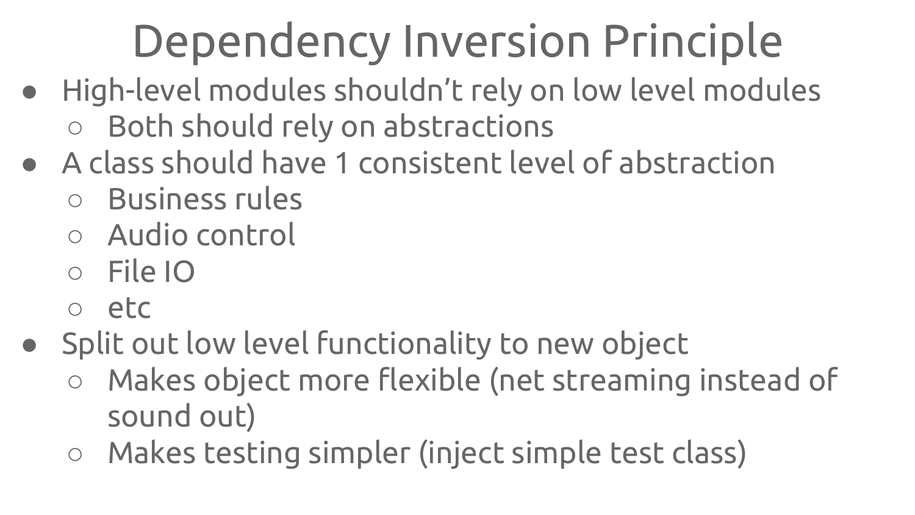# Dependency Inversion Principle

- High-level modules shouldn’t rely on low level modules
  - Both should rely on abstractions
- A class should have 1 consistent level of abstraction
  - Business rules
  - Audio control
  - File IO
  - etc
- Split out low level functionality to new object
  - Makes object more flexible (net streaming instead of sound out)
  - Makes testing simpler (inject simple test class)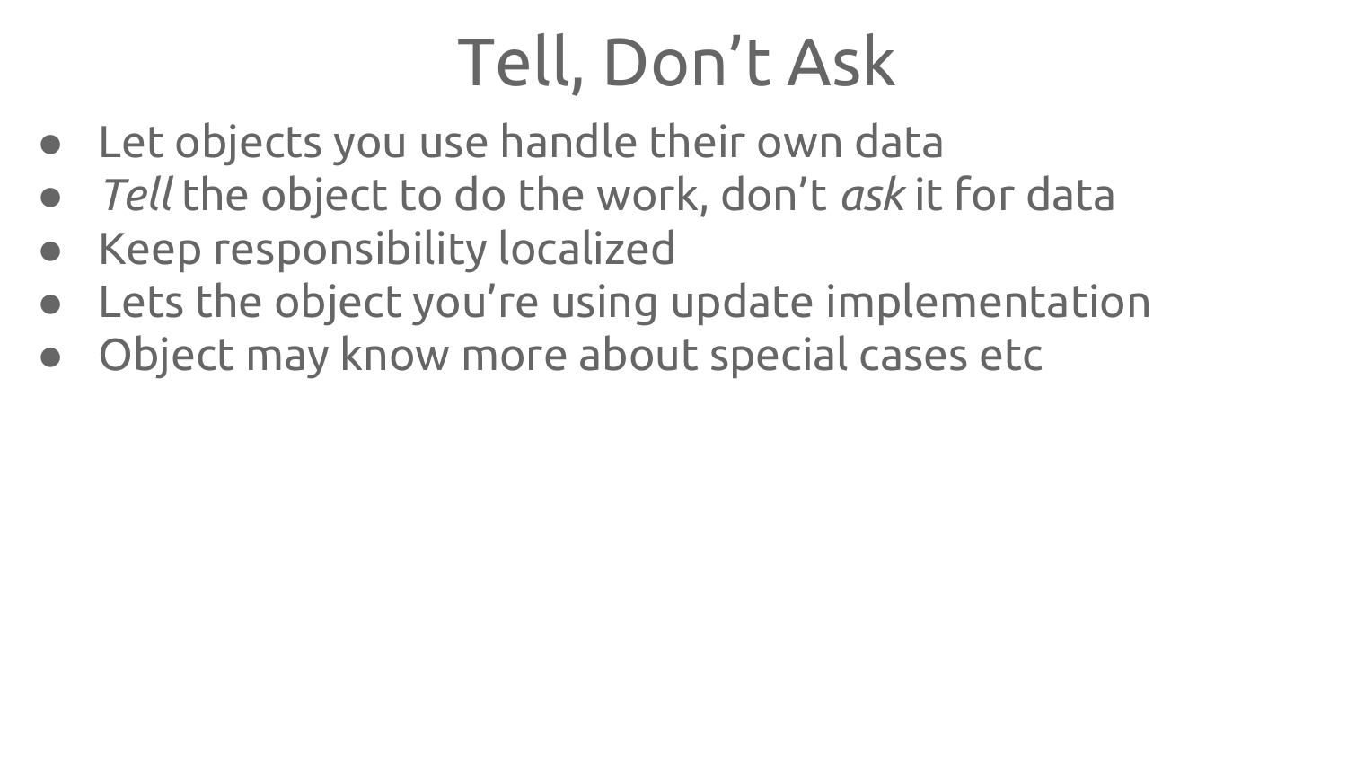# Tell, Don’t Ask

- Let objects you use handle their own data
- *Tell* the object to do the work, don’t *ask* it for data
- Keep responsibility localized
- Lets the object you’re using update implementation
- Object may know more about special cases etc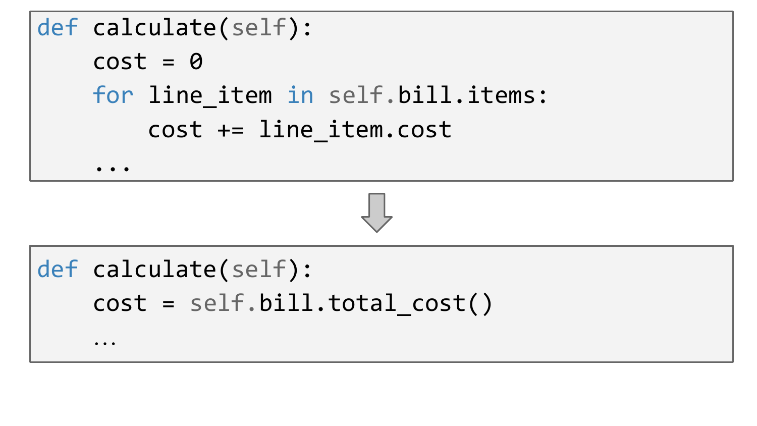```python
def calculate(self):
    cost = 0
    for line_item in self.bill.items:
        cost += line_item.cost
    ...
```

⇩

```python
def calculate(self):
    cost = self.bill.total_cost()
    ...
```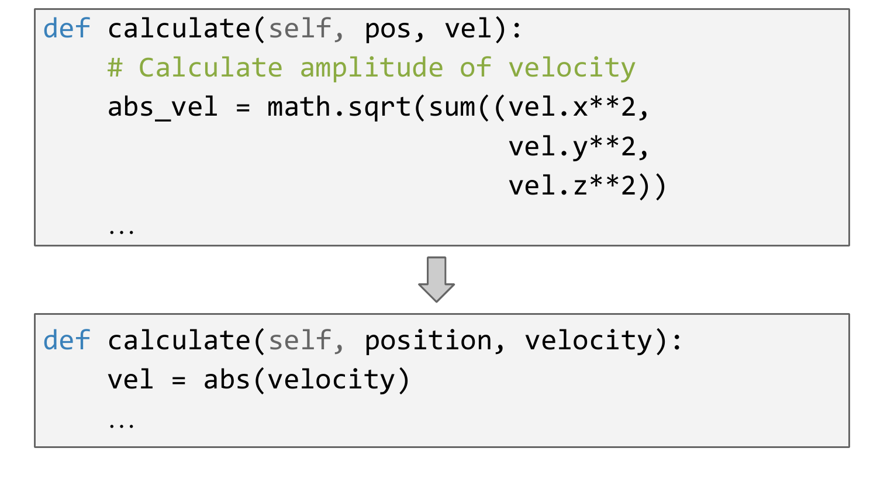```python
def calculate(self, pos, vel):
    # Calculate amplitude of velocity
    abs_vel = math.sqrt(sum((vel.x**2,
                             vel.y**2,
                             vel.z**2))
    …
```

⇩

```python
def calculate(self, position, velocity):
    vel = abs(velocity)
    …
```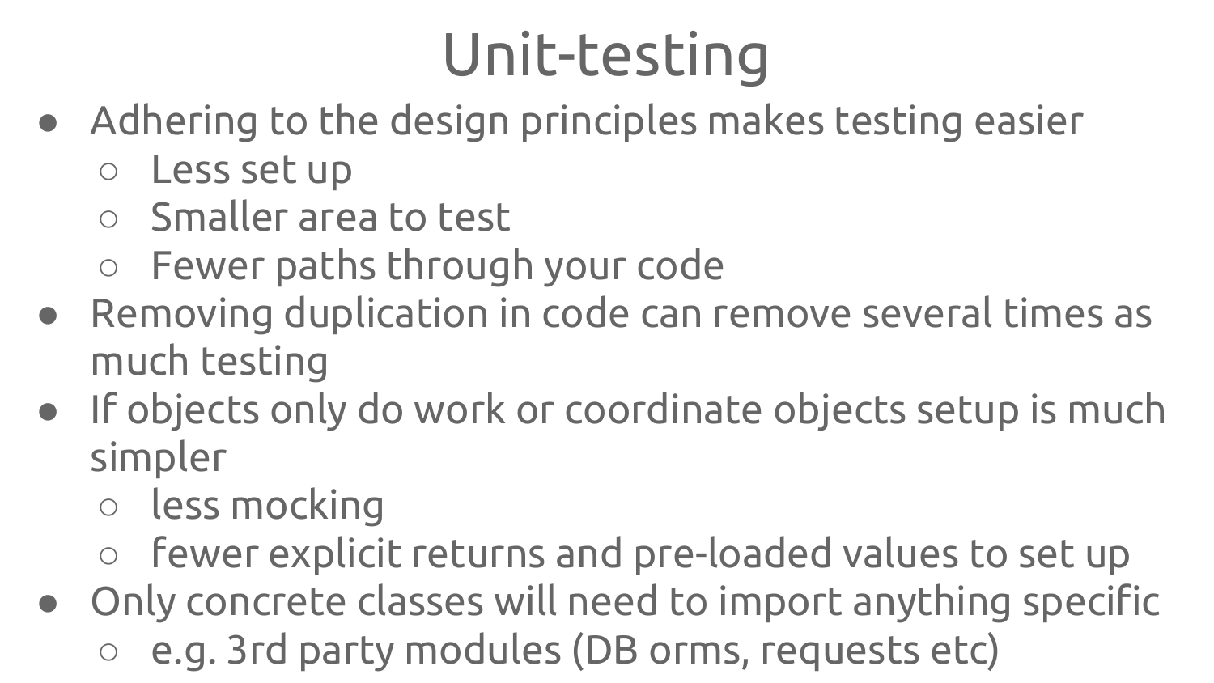# Unit-testing

- Adhering to the design principles makes testing easier
  - Less set up
  - Smaller area to test
  - Fewer paths through your code
- Removing duplication in code can remove several times as much testing
- If objects only do work or coordinate objects setup is much simpler
  - less mocking
  - fewer explicit returns and pre-loaded values to set up
- Only concrete classes will need to import anything specific
  - e.g. 3rd party modules (DB orms, requests etc)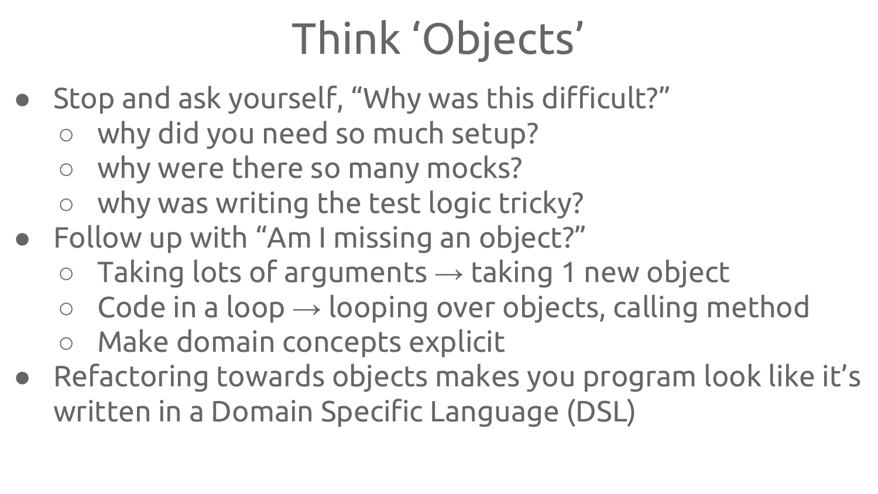# Think ‘Objects’

- Stop and ask yourself, “Why was this difficult?”
  - why did you need so much setup?
  - why were there so many mocks?
  - why was writing the test logic tricky?
- Follow up with “Am I missing an object?”
  - Taking lots of arguments → taking 1 new object
  - Code in a loop → looping over objects, calling method
  - Make domain concepts explicit
- Refactoring towards objects makes you program look like it’s written in a Domain Specific Language (DSL)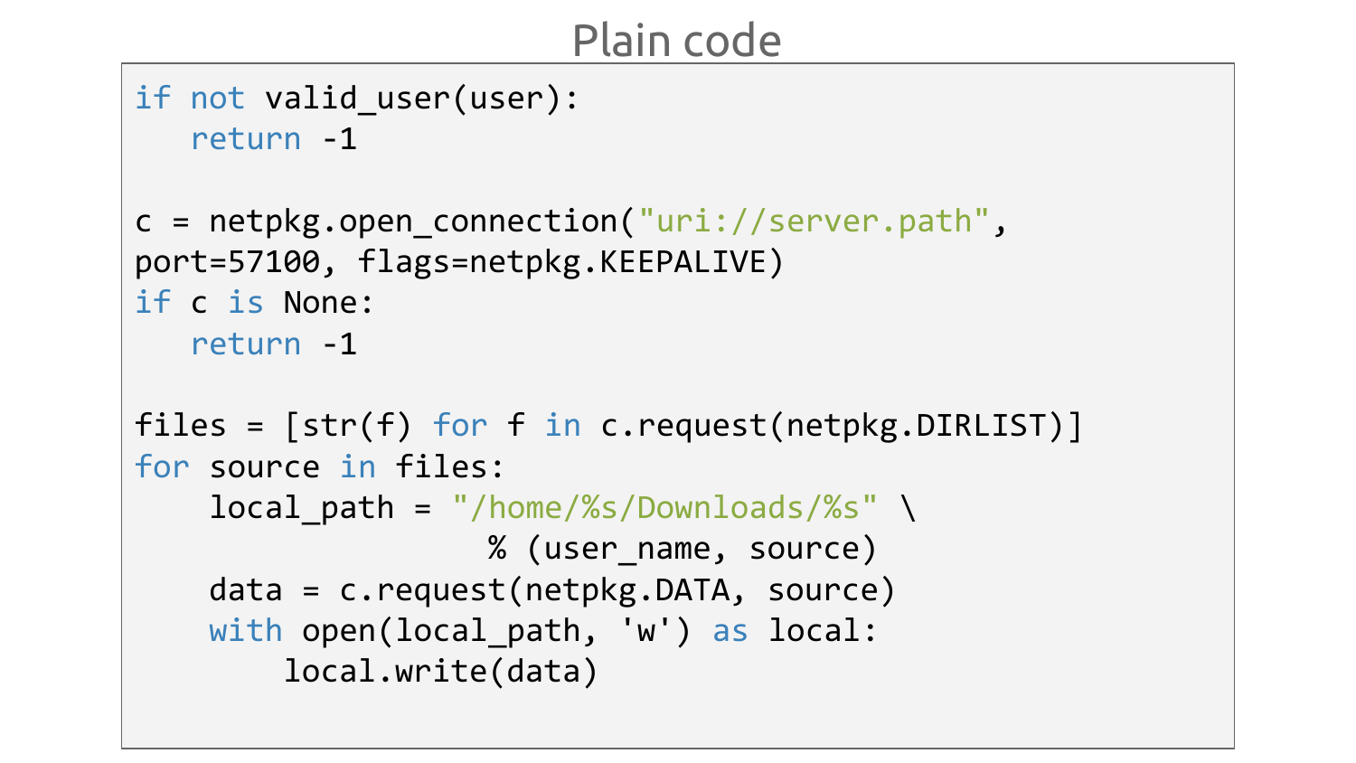# Plain code

```
if not valid_user(user):
   return -1

c = netpkg.open_connection("uri://server.path",
port=57100, flags=netpkg.KEEPALIVE)
if c is None:
   return -1

files = [str(f) for f in c.request(netpkg.DIRLIST)]
for source in files:
    local_path = "/home/%s/Downloads/%s" \
                   % (user_name, source)
    data = c.request(netpkg.DATA, source)
    with open(local_path, 'w') as local:
        local.write(data)
```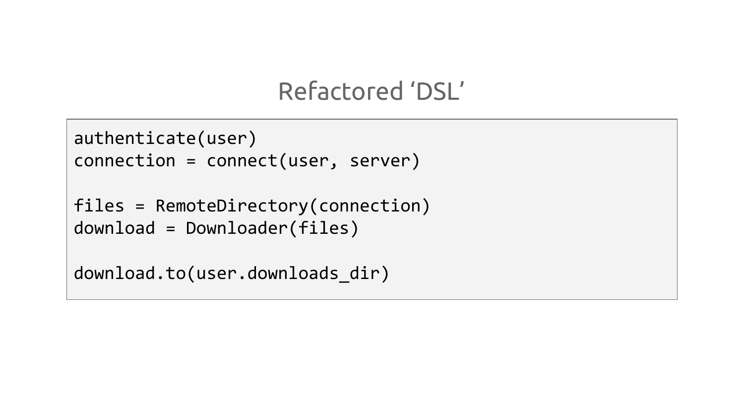# Refactored 'DSL'

```
authenticate(user)
connection = connect(user, server)

files = RemoteDirectory(connection)
download = Downloader(files)

download.to(user.downloads_dir)
```